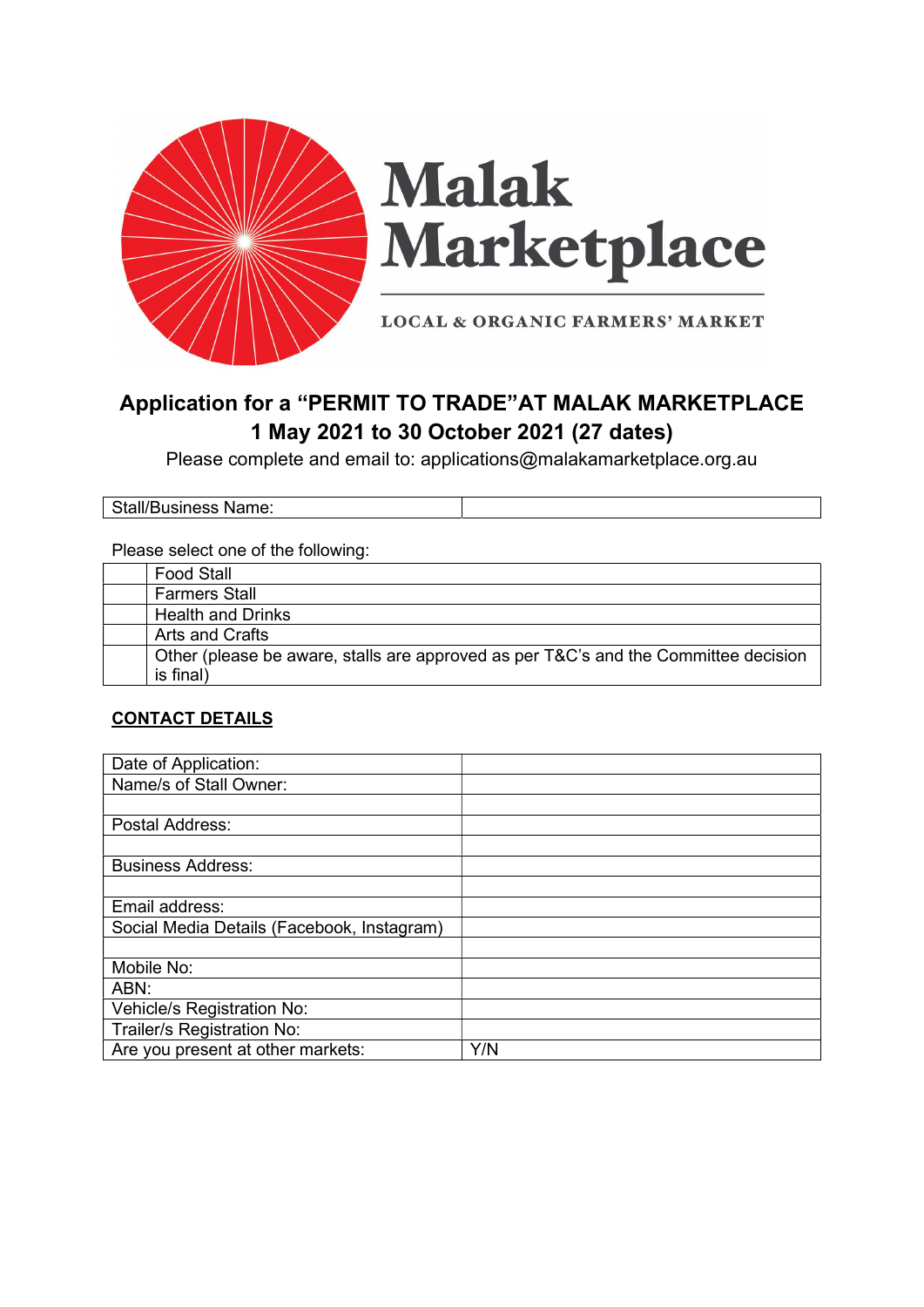# Malak Marketplace

LOCAL & ORGANIC FARMERS' MARKET

## Application for a "PERMIT TO TRADE"AT MALAK MARKETPLACE 1 May 2021 to 30 October 2021 (27 dates)

Please complete and email to: applications@malakamarketplace.org.au

| Stall/Business Name: | |
|---|---|

Please select one of the following:

| | |
|---|---|
| | Food Stall |
| | Farmers Stall |
| | Health and Drinks |
| | Arts and Crafts |
| | Other (please be aware, stalls are approved as per T&C's and the Committee decision is final) |

**CONTACT DETAILS**

| | |
|---|---|
| Date of Application: | |
| Name/s of Stall Owner: | |
| | |
| Postal Address: | |
| | |
| Business Address: | |
| | |
| Email address: | |
| Social Media Details (Facebook, Instagram) | |
| | |
| Mobile No: | |
| ABN: | |
| Vehicle/s Registration No: | |
| Trailer/s Registration No: | |
| Are you present at other markets: | Y/N |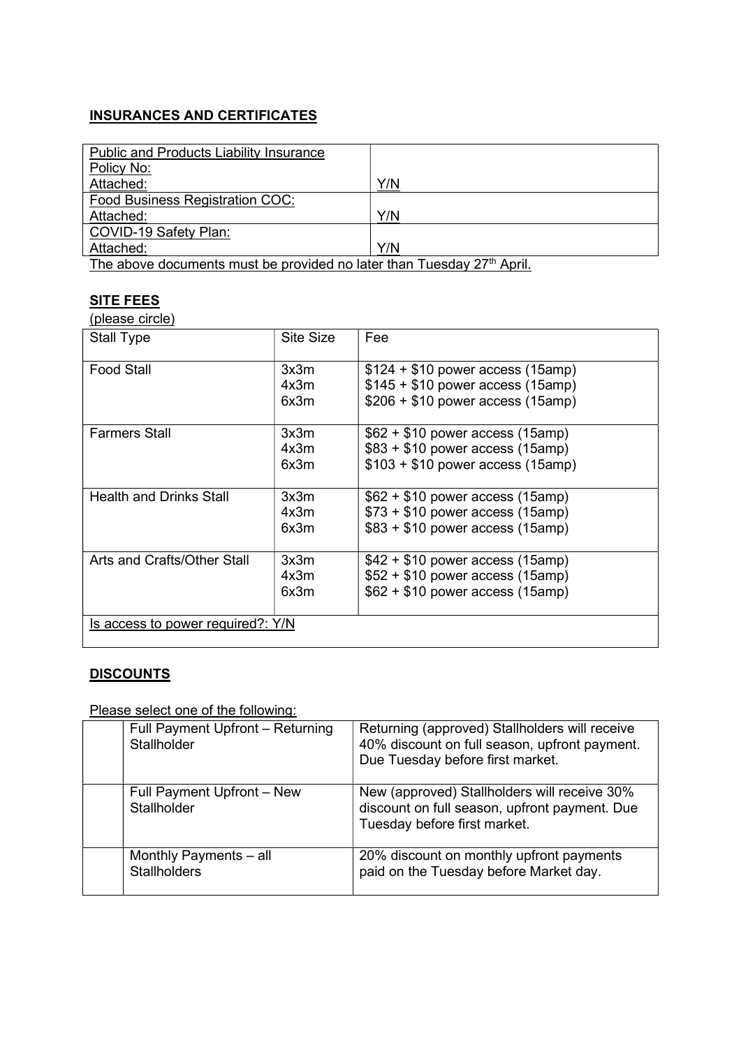## INSURANCES AND CERTIFICATES

| Public and Products Liability Insurance<br>Policy No:<br>Attached: | Y/N |
|---|---|
| Food Business Registration COC:<br>Attached: | Y/N |
| COVID-19 Safety Plan:<br>Attached: | Y/N |

The above documents must be provided no later than Tuesday 27th April.

## SITE FEES

(please circle)

| Stall Type | Site Size | Fee |
|---|---|---|
| Food Stall | 3x3m<br>4x3m<br>6x3m | $124 + $10 power access (15amp)<br>$145 + $10 power access (15amp)<br>$206 + $10 power access (15amp) |
| Farmers Stall | 3x3m<br>4x3m<br>6x3m | $62 + $10 power access (15amp)<br>$83 + $10 power access (15amp)<br>$103 + $10 power access (15amp) |
| Health and Drinks Stall | 3x3m<br>4x3m<br>6x3m | $62 + $10 power access (15amp)<br>$73 + $10 power access (15amp)<br>$83 + $10 power access (15amp) |
| Arts and Crafts/Other Stall | 3x3m<br>4x3m<br>6x3m | $42 + $10 power access (15amp)<br>$52 + $10 power access (15amp)<br>$62 + $10 power access (15amp) |
| Is access to power required?: Y/N | | |

## DISCOUNTS

Please select one of the following:

| | Option | Details |
|---|---|---|
| | Full Payment Upfront – Returning Stallholder | Returning (approved) Stallholders will receive 40% discount on full season, upfront payment. Due Tuesday before first market. |
| | Full Payment Upfront – New Stallholder | New (approved) Stallholders will receive 30% discount on full season, upfront payment. Due Tuesday before first market. |
| | Monthly Payments – all Stallholders | 20% discount on monthly upfront payments paid on the Tuesday before Market day. |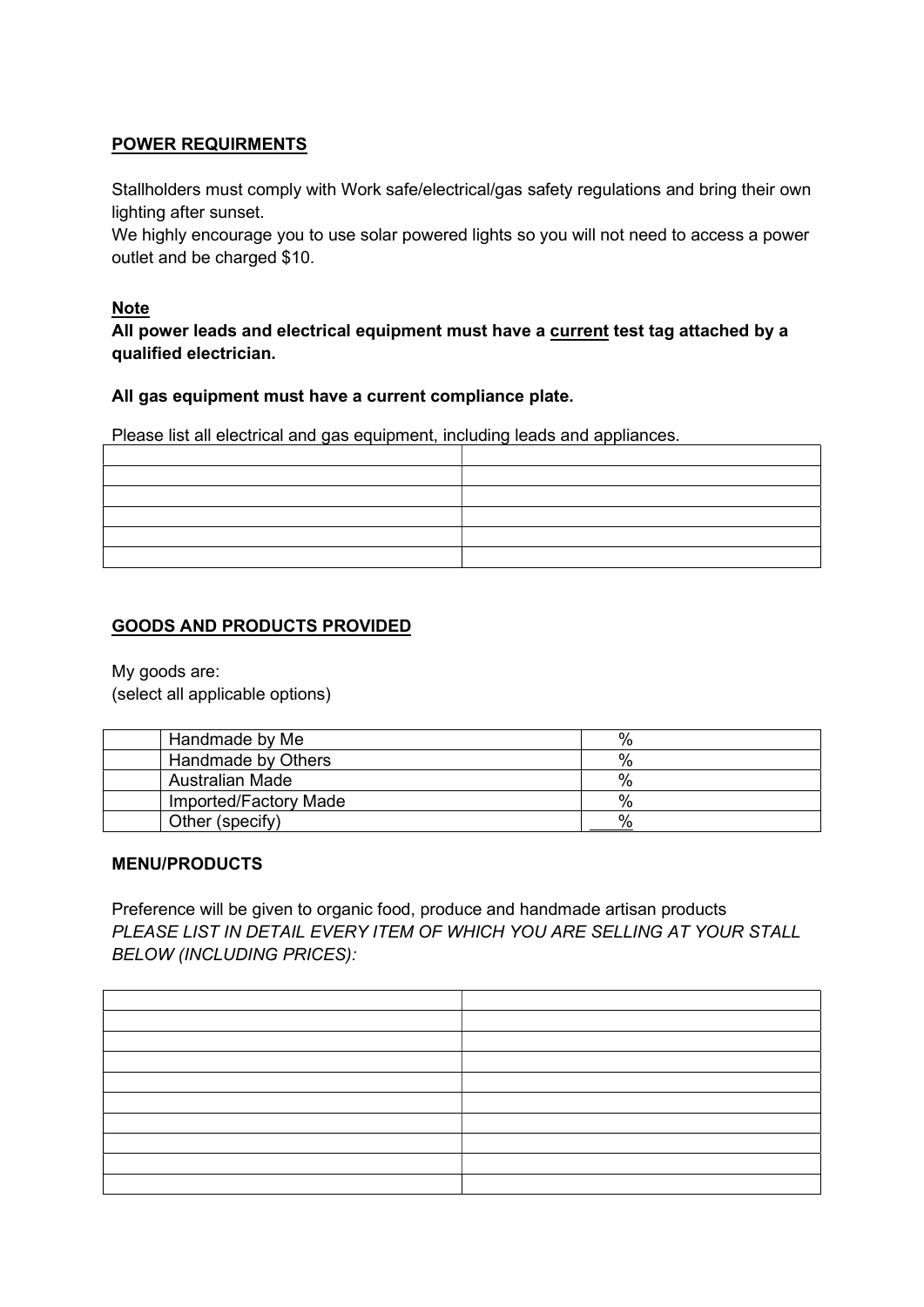## POWER REQUIRMENTS

Stallholders must comply with Work safe/electrical/gas safety regulations and bring their own lighting after sunset.
We highly encourage you to use solar powered lights so you will not need to access a power outlet and be charged $10.

**Note**

**All power leads and electrical equipment must have a current test tag attached by a qualified electrician.**

**All gas equipment must have a current compliance plate.**

Please list all electrical and gas equipment, including leads and appliances.

| | |
|---|---|
| | |
| | |
| | |
| | |
| | |

## GOODS AND PRODUCTS PROVIDED

My goods are:
(select all applicable options)

| | | |
|---|---|---|
| | Handmade by Me | % |
| | Handmade by Others | % |
| | Australian Made | % |
| | Imported/Factory Made | % |
| | Other (specify) | ___% |

### MENU/PRODUCTS

Preference will be given to organic food, produce and handmade artisan products
*PLEASE LIST IN DETAIL EVERY ITEM OF WHICH YOU ARE SELLING AT YOUR STALL BELOW (INCLUDING PRICES):*

| | |
|---|---|
| | |
| | |
| | |
| | |
| | |
| | |
| | |
| | |
| | |
| | |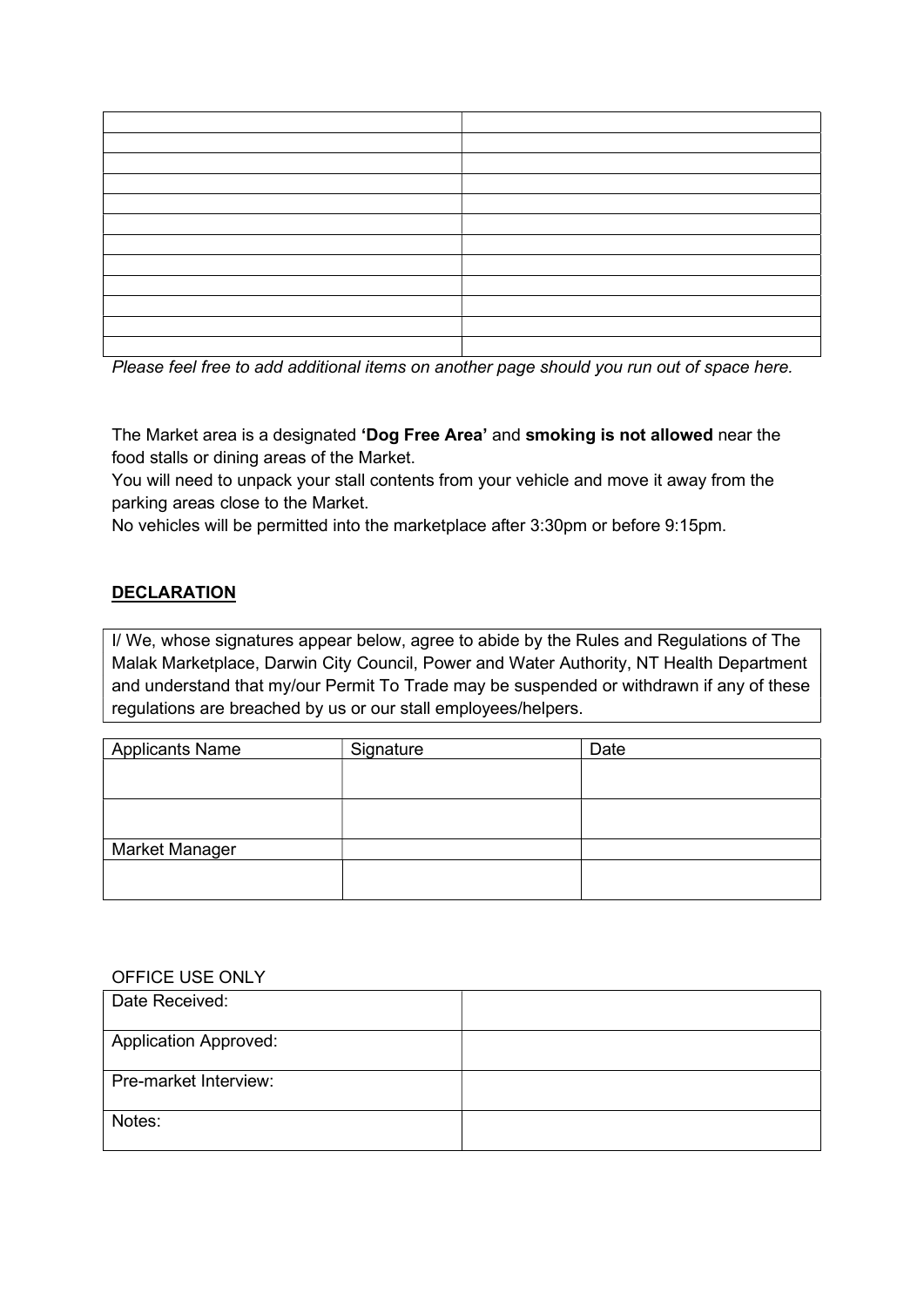| | |
|---|---|
| | |
| | |
| | |
| | |
| | |
| | |
| | |
| | |
| | |
| | |
| | |
| | |

*Please feel free to add additional items on another page should you run out of space here.*

The Market area is a designated **'Dog Free Area'** and **smoking is not allowed** near the food stalls or dining areas of the Market.
You will need to unpack your stall contents from your vehicle and move it away from the parking areas close to the Market.
No vehicles will be permitted into the marketplace after 3:30pm or before 9:15pm.

**DECLARATION**

I/ We, whose signatures appear below, agree to abide by the Rules and Regulations of The Malak Marketplace, Darwin City Council, Power and Water Authority, NT Health Department and understand that my/our Permit To Trade may be suspended or withdrawn if any of these regulations are breached by us or our stall employees/helpers.

| Applicants Name | Signature | Date |
|---|---|---|
| | | |
| | | |
| Market Manager | | |
| | | |

OFFICE USE ONLY

| | |
|---|---|
| Date Received: | |
| Application Approved: | |
| Pre-market Interview: | |
| Notes: | |